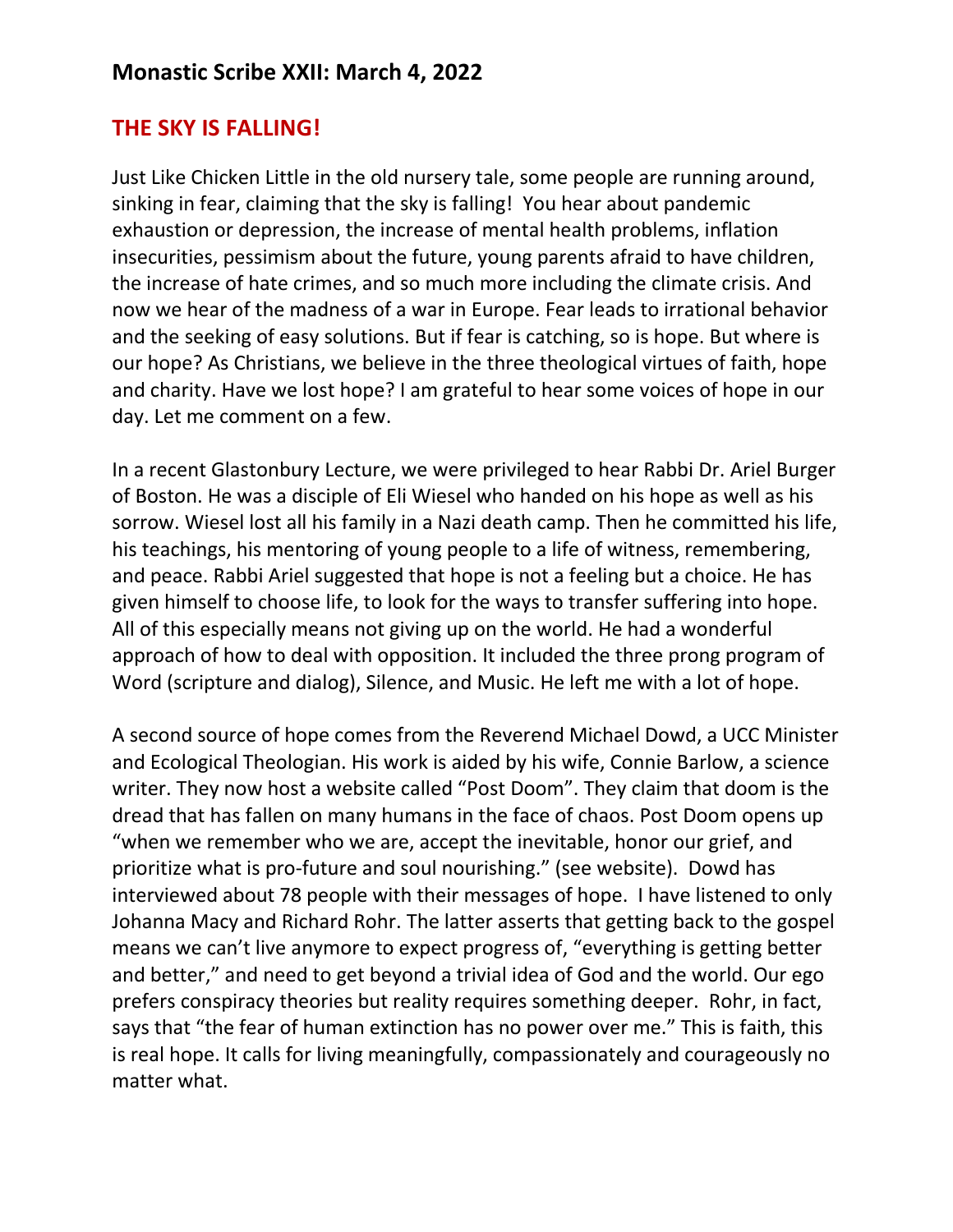## Monastic Scribe XXII: March 4, 2022

### THE SKY IS FALLING!

Just Like Chicken Little in the old nursery tale, some people are running around, sinking in fear, claiming that the sky is falling! You hear about pandemic exhaustion or depression, the increase of mental health problems, inflation insecurities, pessimism about the future, young parents afraid to have children, the increase of hate crimes, and so much more including the climate crisis. And now we hear of the madness of a war in Europe. Fear leads to irrational behavior and the seeking of easy solutions. But if fear is catching, so is hope. But where is our hope? As Christians, we believe in the three theological virtues of faith, hope and charity. Have we lost hope? I am grateful to hear some voices of hope in our day. Let me comment on a few.

In a recent Glastonbury Lecture, we were privileged to hear Rabbi Dr. Ariel Burger of Boston. He was a disciple of Eli Wiesel who handed on his hope as well as his sorrow. Wiesel lost all his family in a Nazi death camp. Then he committed his life, his teachings, his mentoring of young people to a life of witness, remembering, and peace. Rabbi Ariel suggested that hope is not a feeling but a choice. He has given himself to choose life, to look for the ways to transfer suffering into hope. All of this especially means not giving up on the world. He had a wonderful approach of how to deal with opposition. It included the three prong program of Word (scripture and dialog), Silence, and Music. He left me with a lot of hope.

A second source of hope comes from the Reverend Michael Dowd, a UCC Minister and Ecological Theologian. His work is aided by his wife, Connie Barlow, a science writer. They now host a website called "Post Doom". They claim that doom is the dread that has fallen on many humans in the face of chaos. Post Doom opens up "when we remember who we are, accept the inevitable, honor our grief, and prioritize what is pro-future and soul nourishing." (see website). Dowd has interviewed about 78 people with their messages of hope. I have listened to only Johanna Macy and Richard Rohr. The latter asserts that getting back to the gospel means we can't live anymore to expect progress of, "everything is getting better and better," and need to get beyond a trivial idea of God and the world. Our ego prefers conspiracy theories but reality requires something deeper. Rohr, in fact, says that "the fear of human extinction has no power over me." This is faith, this is real hope. It calls for living meaningfully, compassionately and courageously no matter what.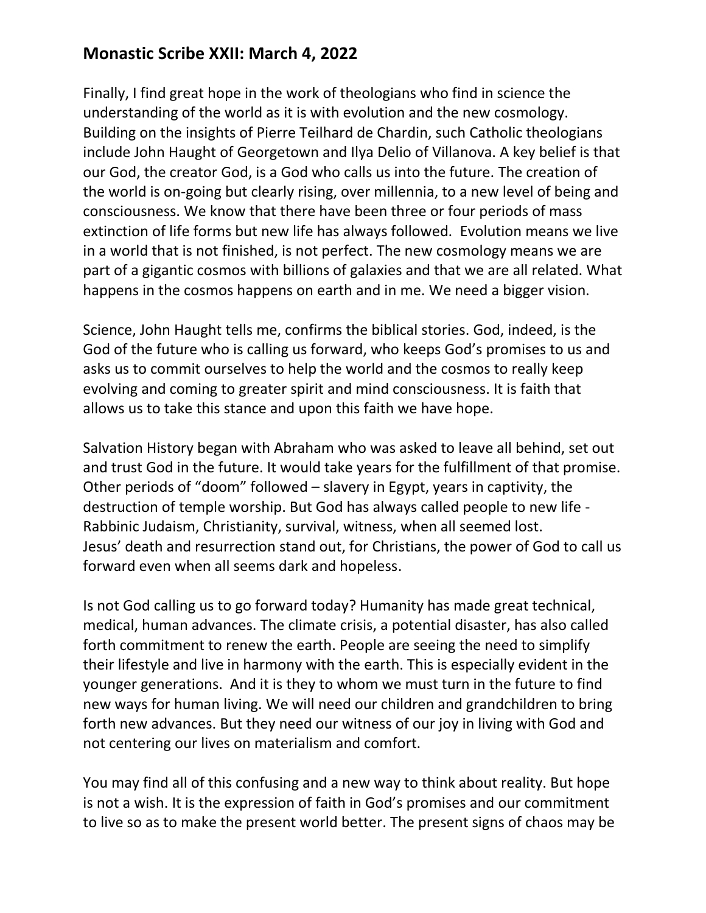## Monastic Scribe XXII: March 4, 2022

Finally, I find great hope in the work of theologians who find in science the understanding of the world as it is with evolution and the new cosmology. Building on the insights of Pierre Teilhard de Chardin, such Catholic theologians include John Haught of Georgetown and Ilya Delio of Villanova. A key belief is that our God, the creator God, is a God who calls us into the future. The creation of the world is on-going but clearly rising, over millennia, to a new level of being and consciousness. We know that there have been three or four periods of mass extinction of life forms but new life has always followed. Evolution means we live in a world that is not finished, is not perfect. The new cosmology means we are part of a gigantic cosmos with billions of galaxies and that we are all related. What happens in the cosmos happens on earth and in me. We need a bigger vision.

Science, John Haught tells me, confirms the biblical stories. God, indeed, is the God of the future who is calling us forward, who keeps God's promises to us and asks us to commit ourselves to help the world and the cosmos to really keep evolving and coming to greater spirit and mind consciousness. It is faith that allows us to take this stance and upon this faith we have hope.

Salvation History began with Abraham who was asked to leave all behind, set out and trust God in the future. It would take years for the fulfillment of that promise. Other periods of "doom" followed – slavery in Egypt, years in captivity, the destruction of temple worship. But God has always called people to new life - Rabbinic Judaism, Christianity, survival, witness, when all seemed lost. Jesus' death and resurrection stand out, for Christians, the power of God to call us forward even when all seems dark and hopeless.

Is not God calling us to go forward today? Humanity has made great technical, medical, human advances. The climate crisis, a potential disaster, has also called forth commitment to renew the earth. People are seeing the need to simplify their lifestyle and live in harmony with the earth. This is especially evident in the younger generations. And it is they to whom we must turn in the future to find new ways for human living. We will need our children and grandchildren to bring forth new advances. But they need our witness of our joy in living with God and not centering our lives on materialism and comfort.

You may find all of this confusing and a new way to think about reality. But hope is not a wish. It is the expression of faith in God's promises and our commitment to live so as to make the present world better. The present signs of chaos may be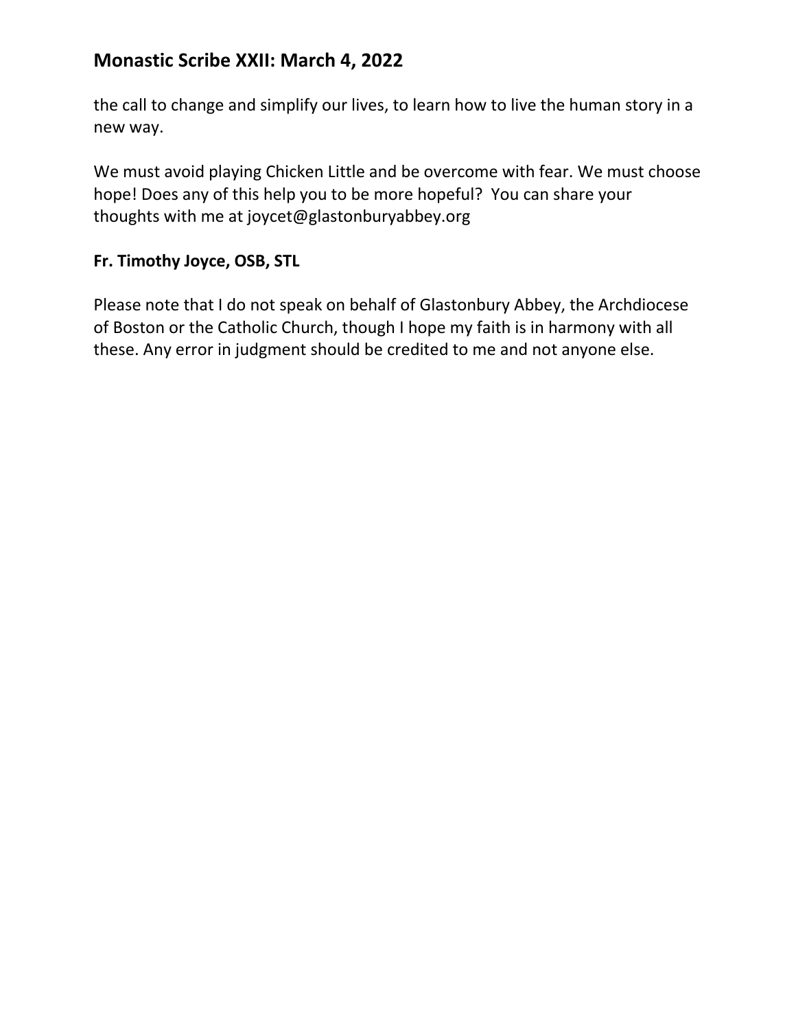the call to change and simplify our lives, to learn how to live the human story in a new way.

We must avoid playing Chicken Little and be overcome with fear. We must choose hope! Does any of this help you to be more hopeful? You can share your thoughts with me at joycet@glastonburyabbey.org

**Fr. Timothy Joyce, OSB, STL**

Please note that I do not speak on behalf of Glastonbury Abbey, the Archdiocese of Boston or the Catholic Church, though I hope my faith is in harmony with all these. Any error in judgment should be credited to me and not anyone else.